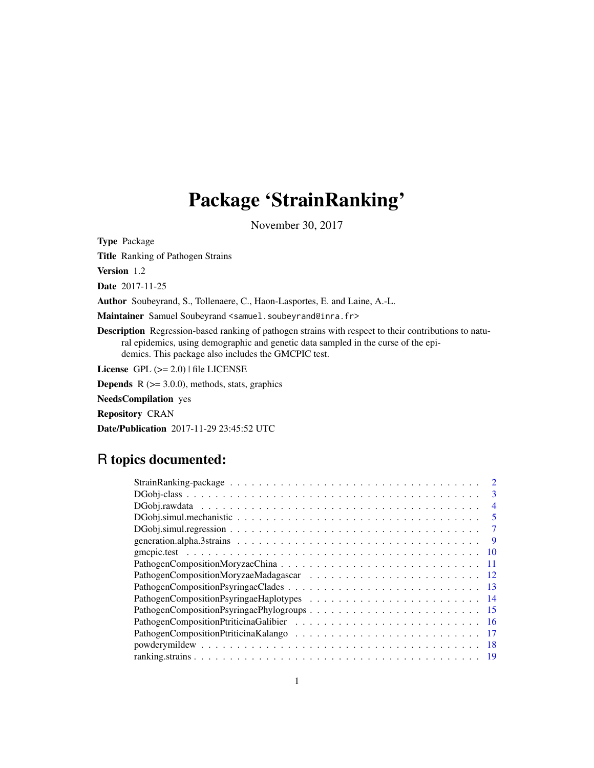# Package 'StrainRanking'

November 30, 2017

**Type** Package

**Title** Ranking of Pathogen Strains

**Version** 1.2

**Date** 2017-11-25

**Author** Soubeyrand, S., Tollenaere, C., Haon-Lasportes, E. and Laine, A.-L.

**Maintainer** Samuel Soubeyrand <samuel.soubeyrand@inra.fr>

**Description** Regression-based ranking of pathogen strains with respect to their contributions to natural epidemics, using demographic and genetic data sampled in the curse of the epidemics. This package also includes the GMCPIC test.

**License** GPL (>= 2.0) | file LICENSE

**Depends** R (>= 3.0.0), methods, stats, graphics

**NeedsCompilation** yes

**Repository** CRAN

**Date/Publication** 2017-11-29 23:45:52 UTC

## R topics documented:

- StrainRanking-package . . . . . . . . . . . . . . . . . . . . . . . . . . . . . . . . . . . 2
- DGobj-class . . . . . . . . . . . . . . . . . . . . . . . . . . . . . . . . . . . . . . . . . 3
- DGobj.rawdata . . . . . . . . . . . . . . . . . . . . . . . . . . . . . . . . . . . . . . . . 4
- DGobj.simul.mechanistic . . . . . . . . . . . . . . . . . . . . . . . . . . . . . . . . . . 5
- DGobj.simul.regression . . . . . . . . . . . . . . . . . . . . . . . . . . . . . . . . . . . 7
- generation.alpha.3strains . . . . . . . . . . . . . . . . . . . . . . . . . . . . . . . . . 9
- gmcpic.test . . . . . . . . . . . . . . . . . . . . . . . . . . . . . . . . . . . . . . . . . 10
- PathogenCompositionMoryzaeChina . . . . . . . . . . . . . . . . . . . . . . . . . . . . 11
- PathogenCompositionMoryzaeMadagascar . . . . . . . . . . . . . . . . . . . . . . . . . 12
- PathogenCompositionPsyringaeClades . . . . . . . . . . . . . . . . . . . . . . . . . . . 13
- PathogenCompositionPsyringaeHaplotypes . . . . . . . . . . . . . . . . . . . . . . . . . 14
- PathogenCompositionPsyringaePhylogroups . . . . . . . . . . . . . . . . . . . . . . . . 15
- PathogenCompositionPtriticinaGalibier . . . . . . . . . . . . . . . . . . . . . . . . . . 16
- PathogenCompositionPtriticinaKalango . . . . . . . . . . . . . . . . . . . . . . . . . . 17
- powderymildew . . . . . . . . . . . . . . . . . . . . . . . . . . . . . . . . . . . . . . . 18
- ranking.strains . . . . . . . . . . . . . . . . . . . . . . . . . . . . . . . . . . . . . . . 19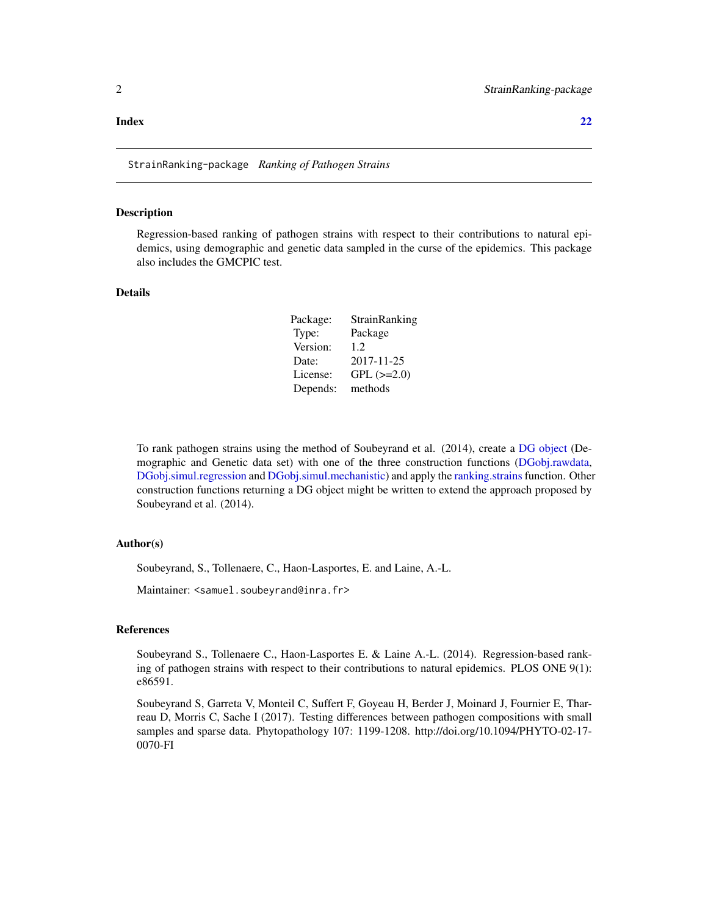**Index** **22**

---

StrainRanking-package    *Ranking of Pathogen Strains*

---

## Description

Regression-based ranking of pathogen strains with respect to their contributions to natural epidemics, using demographic and genetic data sampled in the curse of the epidemics. This package also includes the GMCPIC test.

## Details

| | |
|---|---|
| Package: | StrainRanking |
| Type: | Package |
| Version: | 1.2 |
| Date: | 2017-11-25 |
| License: | GPL (>=2.0) |
| Depends: | methods |

To rank pathogen strains using the method of Soubeyrand et al. (2014), create a DG object (Demographic and Genetic data set) with one of the three construction functions (DGobj.rawdata, DGobj.simul.regression and DGobj.simul.mechanistic) and apply the ranking.strains function. Other construction functions returning a DG object might be written to extend the approach proposed by Soubeyrand et al. (2014).

## Author(s)

Soubeyrand, S., Tollenaere, C., Haon-Lasportes, E. and Laine, A.-L.

Maintainer: <samuel.soubeyrand@inra.fr>

## References

Soubeyrand S., Tollenaere C., Haon-Lasportes E. & Laine A.-L. (2014). Regression-based ranking of pathogen strains with respect to their contributions to natural epidemics. PLOS ONE 9(1): e86591.

Soubeyrand S, Garreta V, Monteil C, Suffert F, Goyeau H, Berder J, Moinard J, Fournier E, Tharreau D, Morris C, Sache I (2017). Testing differences between pathogen compositions with small samples and sparse data. Phytopathology 107: 1199-1208. http://doi.org/10.1094/PHYTO-02-17-0070-FI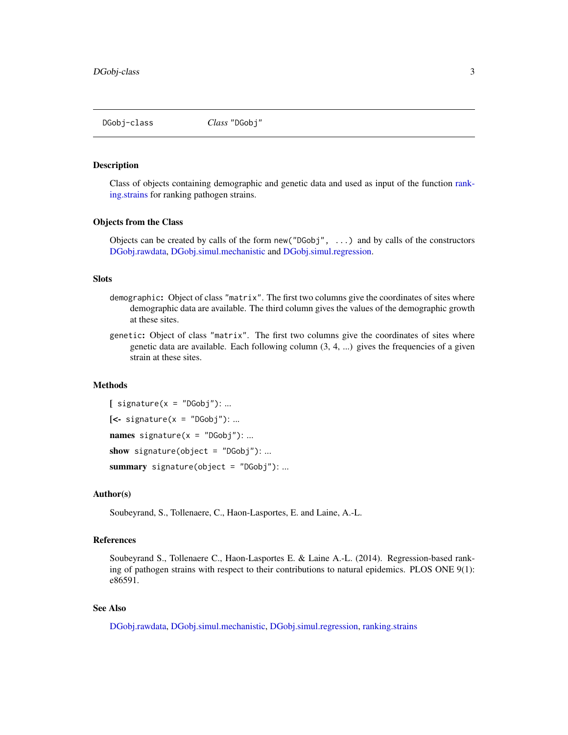# DGobj-class *Class* "DGobj"

## Description

Class of objects containing demographic and genetic data and used as input of the function ranking.strains for ranking pathogen strains.

## Objects from the Class

Objects can be created by calls of the form `new("DGobj", ...)` and by calls of the constructors DGobj.rawdata, DGobj.simul.mechanistic and DGobj.simul.regression.

## Slots

`demographic`: Object of class `"matrix"`. The first two columns give the coordinates of sites where demographic data are available. The third column gives the values of the demographic growth at these sites.

`genetic`: Object of class `"matrix"`. The first two columns give the coordinates of sites where genetic data are available. Each following column (3, 4, ...) gives the frequencies of a given strain at these sites.

## Methods

**[** `signature(x = "DGobj")`: ...

**[<-** `signature(x = "DGobj")`: ...

**names** `signature(x = "DGobj")`: ...

**show** `signature(object = "DGobj")`: ...

**summary** `signature(object = "DGobj")`: ...

## Author(s)

Soubeyrand, S., Tollenaere, C., Haon-Lasportes, E. and Laine, A.-L.

## References

Soubeyrand S., Tollenaere C., Haon-Lasportes E. & Laine A.-L. (2014). Regression-based ranking of pathogen strains with respect to their contributions to natural epidemics. PLOS ONE 9(1): e86591.

## See Also

DGobj.rawdata, DGobj.simul.mechanistic, DGobj.simul.regression, ranking.strains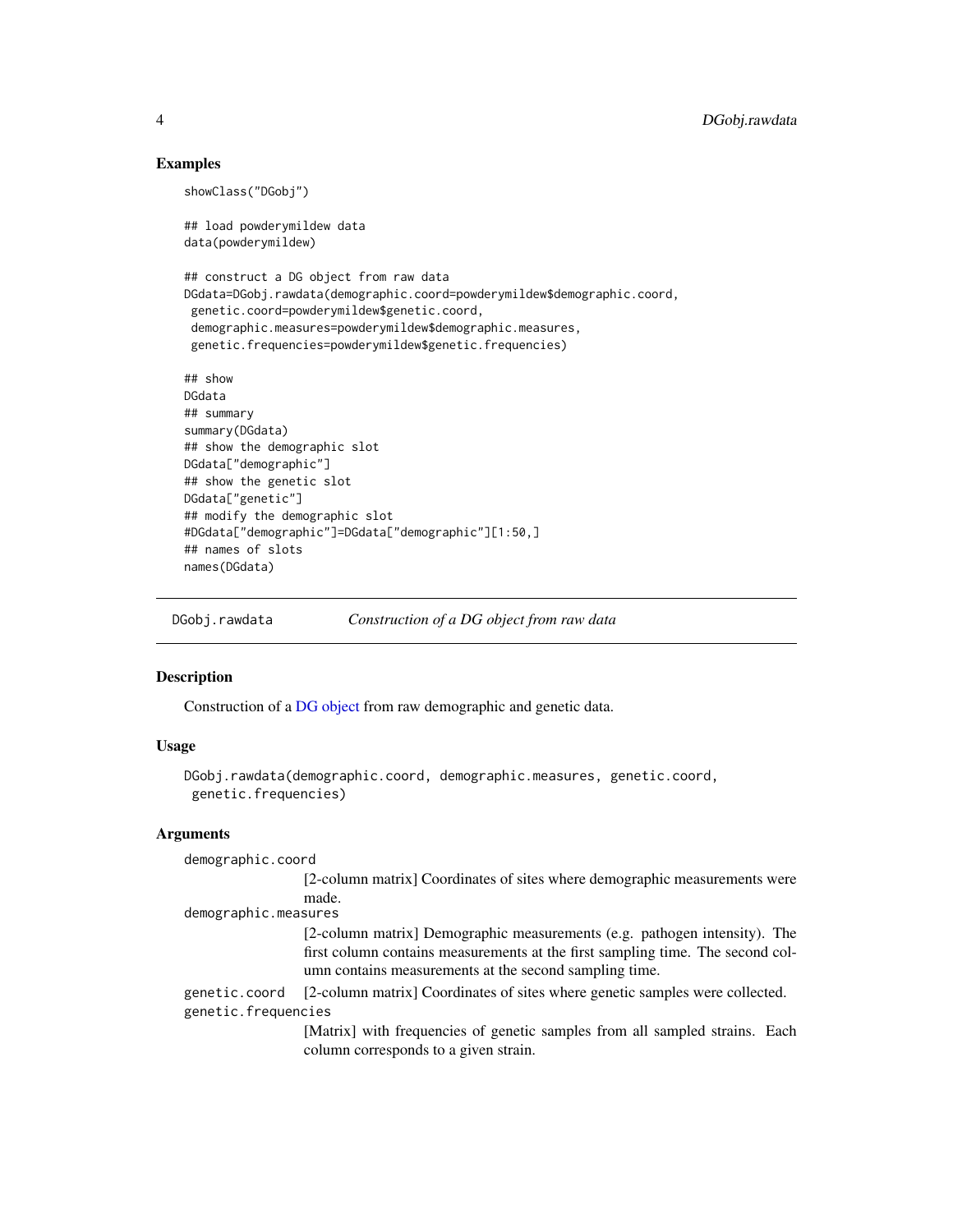## Examples

```
showClass("DGobj")

## load powderymildew data
data(powderymildew)

## construct a DG object from raw data
DGdata=DGobj.rawdata(demographic.coord=powderymildew$demographic.coord,
 genetic.coord=powderymildew$genetic.coord,
 demographic.measures=powderymildew$demographic.measures,
 genetic.frequencies=powderymildew$genetic.frequencies)

## show
DGdata
## summary
summary(DGdata)
## show the demographic slot
DGdata["demographic"]
## show the genetic slot
DGdata["genetic"]
## modify the demographic slot
#DGdata["demographic"]=DGdata["demographic"][1:50,]
## names of slots
names(DGdata)
```

---

# DGobj.rawdata *Construction of a DG object from raw data*

## Description

Construction of a DG object from raw demographic and genetic data.

## Usage

```
DGobj.rawdata(demographic.coord, demographic.measures, genetic.coord,
 genetic.frequencies)
```

## Arguments

`demographic.coord`
: [2-column matrix] Coordinates of sites where demographic measurements were made.

`demographic.measures`
: [2-column matrix] Demographic measurements (e.g. pathogen intensity). The first column contains measurements at the first sampling time. The second column contains measurements at the second sampling time.

`genetic.coord`
: [2-column matrix] Coordinates of sites where genetic samples were collected.

`genetic.frequencies`
: [Matrix] with frequencies of genetic samples from all sampled strains. Each column corresponds to a given strain.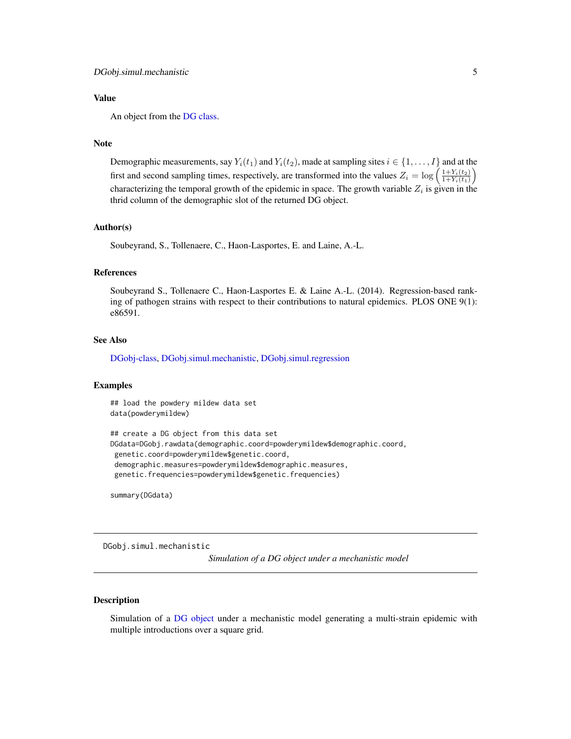### Value

An object from the DG class.

### Note

Demographic measurements, say $Y_i(t_1)$ and $Y_i(t_2)$, made at sampling sites $i \in \{1, \ldots, I\}$ and at the first and second sampling times, respectively, are transformed into the values $Z_i = \log\left(\frac{1+Y_i(t_2)}{1+Y_i(t_1)}\right)$ characterizing the temporal growth of the epidemic in space. The growth variable $Z_i$ is given in the thrid column of the demographic slot of the returned DG object.

### Author(s)

Soubeyrand, S., Tollenaere, C., Haon-Lasportes, E. and Laine, A.-L.

### References

Soubeyrand S., Tollenaere C., Haon-Lasportes E. & Laine A.-L. (2014). Regression-based ranking of pathogen strains with respect to their contributions to natural epidemics. PLOS ONE 9(1): e86591.

### See Also

DGobj-class, DGobj.simul.mechanistic, DGobj.simul.regression

### Examples

```
## load the powdery mildew data set
data(powderymildew)

## create a DG object from this data set
DGdata=DGobj.rawdata(demographic.coord=powderymildew$demographic.coord,
 genetic.coord=powderymildew$genetic.coord,
 demographic.measures=powderymildew$demographic.measures,
 genetic.frequencies=powderymildew$genetic.frequencies)

summary(DGdata)
```

---

## DGobj.simul.mechanistic

*Simulation of a DG object under a mechanistic model*

---

### Description

Simulation of a DG object under a mechanistic model generating a multi-strain epidemic with multiple introductions over a square grid.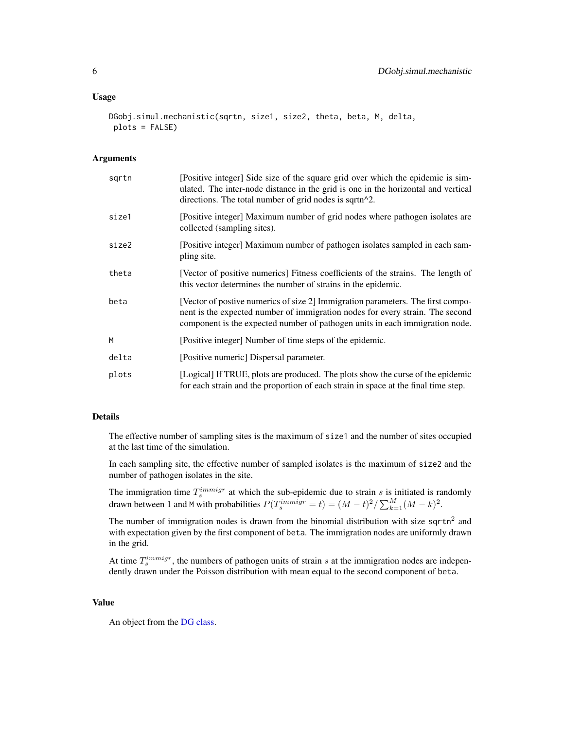## Usage

```
DGobj.simul.mechanistic(sqrtn, size1, size2, theta, beta, M, delta,
 plots = FALSE)
```

## Arguments

| | |
|---|---|
| sqrtn | [Positive integer] Side size of the square grid over which the epidemic is simulated. The inter-node distance in the grid is one in the horizontal and vertical directions. The total number of grid nodes is sqrtn^2. |
| size1 | [Positive integer] Maximum number of grid nodes where pathogen isolates are collected (sampling sites). |
| size2 | [Positive integer] Maximum number of pathogen isolates sampled in each sampling site. |
| theta | [Vector of positive numerics] Fitness coefficients of the strains. The length of this vector determines the number of strains in the epidemic. |
| beta | [Vector of postive numerics of size 2] Immigration parameters. The first component is the expected number of immigration nodes for every strain. The second component is the expected number of pathogen units in each immigration node. |
| M | [Positive integer] Number of time steps of the epidemic. |
| delta | [Positive numeric] Dispersal parameter. |
| plots | [Logical] If TRUE, plots are produced. The plots show the curse of the epidemic for each strain and the proportion of each strain in space at the final time step. |

## Details

The effective number of sampling sites is the maximum of `size1` and the number of sites occupied at the last time of the simulation.

In each sampling site, the effective number of sampled isolates is the maximum of `size2` and the number of pathogen isolates in the site.

The immigration time $T_s^{immigr}$ at which the sub-epidemic due to strain $s$ is initiated is randomly drawn between 1 and `M` with probabilities $P(T_s^{immigr} = t) = (M-t)^2 / \sum_{k=1}^{M} (M-k)^2$.

The number of immigration nodes is drawn from the binomial distribution with size $\texttt{sqrtn}^2$ and with expectation given by the first component of `beta`. The immigration nodes are uniformly drawn in the grid.

At time $T_s^{immigr}$, the numbers of pathogen units of strain $s$ at the immigration nodes are independently drawn under the Poisson distribution with mean equal to the second component of `beta`.

## Value

An object from the DG class.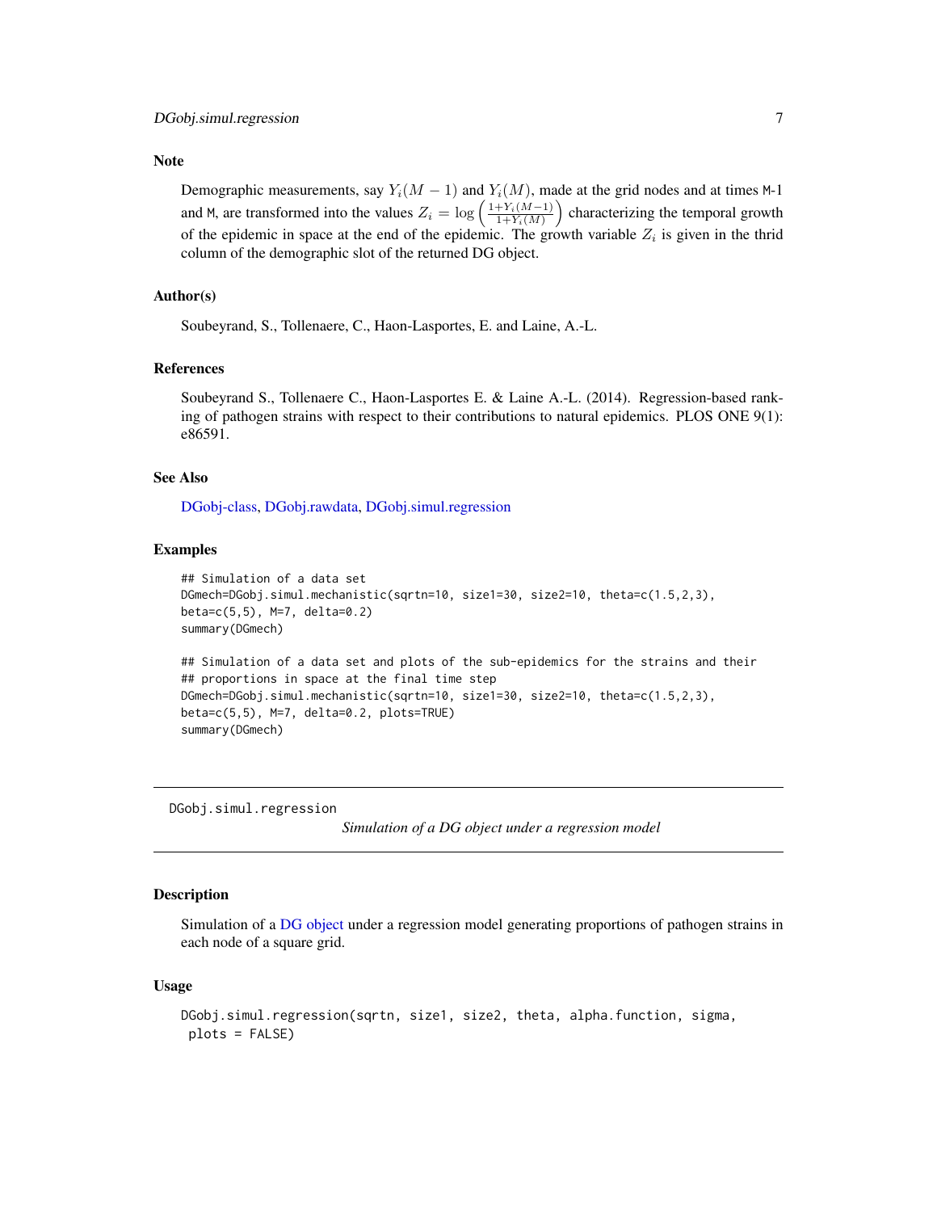### Note

Demographic measurements, say $Y_i(M-1)$ and $Y_i(M)$, made at the grid nodes and at times M-1 and M, are transformed into the values $Z_i = \log\left(\frac{1+Y_i(M-1)}{1+Y_i(M)}\right)$ characterizing the temporal growth of the epidemic in space at the end of the epidemic. The growth variable $Z_i$ is given in the thrid column of the demographic slot of the returned DG object.

### Author(s)

Soubeyrand, S., Tollenaere, C., Haon-Lasportes, E. and Laine, A.-L.

### References

Soubeyrand S., Tollenaere C., Haon-Lasportes E. & Laine A.-L. (2014). Regression-based ranking of pathogen strains with respect to their contributions to natural epidemics. PLOS ONE 9(1): e86591.

### See Also

DGobj-class, DGobj.rawdata, DGobj.simul.regression

### Examples

```
## Simulation of a data set
DGmech=DGobj.simul.mechanistic(sqrtn=10, size1=30, size2=10, theta=c(1.5,2,3),
beta=c(5,5), M=7, delta=0.2)
summary(DGmech)

## Simulation of a data set and plots of the sub-epidemics for the strains and their
## proportions in space at the final time step
DGmech=DGobj.simul.mechanistic(sqrtn=10, size1=30, size2=10, theta=c(1.5,2,3),
beta=c(5,5), M=7, delta=0.2, plots=TRUE)
summary(DGmech)
```

---

## DGobj.simul.regression    *Simulation of a DG object under a regression model*

### Description

Simulation of a DG object under a regression model generating proportions of pathogen strains in each node of a square grid.

### Usage

```
DGobj.simul.regression(sqrtn, size1, size2, theta, alpha.function, sigma,
 plots = FALSE)
```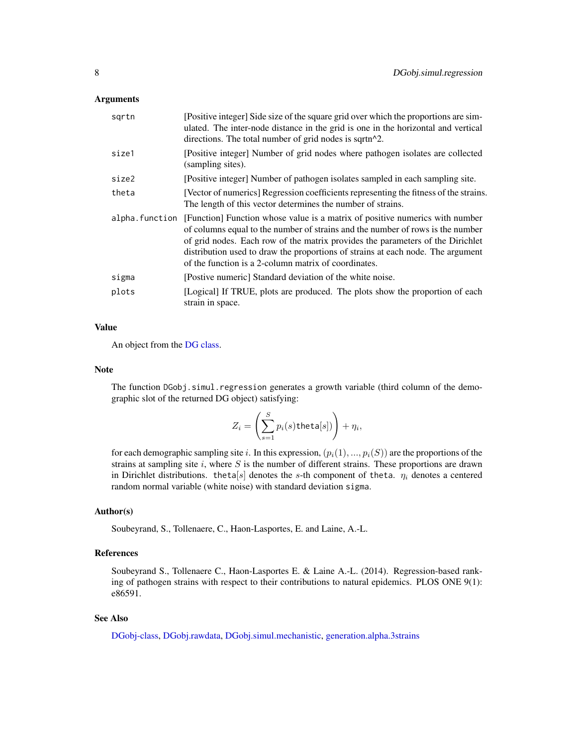### Arguments

| | |
|---|---|
| sqrtn | [Positive integer] Side size of the square grid over which the proportions are simulated. The inter-node distance in the grid is one in the horizontal and vertical directions. The total number of grid nodes is sqrtn^2. |
| size1 | [Positive integer] Number of grid nodes where pathogen isolates are collected (sampling sites). |
| size2 | [Positive integer] Number of pathogen isolates sampled in each sampling site. |
| theta | [Vector of numerics] Regression coefficients representing the fitness of the strains. The length of this vector determines the number of strains. |
| alpha.function | [Function] Function whose value is a matrix of positive numerics with number of columns equal to the number of strains and the number of rows is the number of grid nodes. Each row of the matrix provides the parameters of the Dirichlet distribution used to draw the proportions of strains at each node. The argument of the function is a 2-column matrix of coordinates. |
| sigma | [Postive numeric] Standard deviation of the white noise. |
| plots | [Logical] If TRUE, plots are produced. The plots show the proportion of each strain in space. |

### Value

An object from the DG class.

### Note

The function `DGobj.simul.regression` generates a growth variable (third column of the demographic slot of the returned DG object) satisfying:

$$Z_i = \left( \sum_{s=1}^{S} p_i(s) \texttt{theta}[s] \right) + \eta_i,$$

for each demographic sampling site $i$. In this expression, $(p_i(1), ..., p_i(S))$ are the proportions of the strains at sampling site $i$, where $S$ is the number of different strains. These proportions are drawn in Dirichlet distributions. $\texttt{theta}[s]$ denotes the $s$-th component of `theta`. $\eta_i$ denotes a centered random normal variable (white noise) with standard deviation `sigma`.

### Author(s)

Soubeyrand, S., Tollenaere, C., Haon-Lasportes, E. and Laine, A.-L.

### References

Soubeyrand S., Tollenaere C., Haon-Lasportes E. & Laine A.-L. (2014). Regression-based ranking of pathogen strains with respect to their contributions to natural epidemics. PLOS ONE 9(1): e86591.

### See Also

DGobj-class, DGobj.rawdata, DGobj.simul.mechanistic, generation.alpha.3strains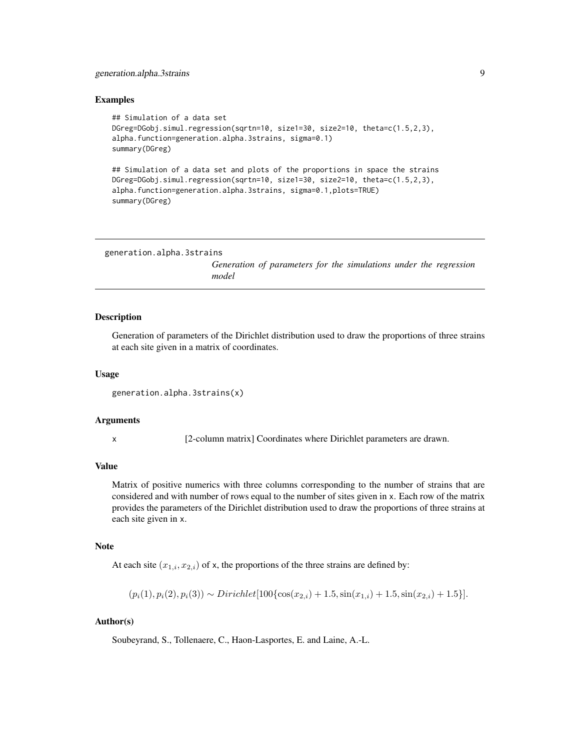### Examples

```
## Simulation of a data set
DGreg=DGobj.simul.regression(sqrtn=10, size1=30, size2=10, theta=c(1.5,2,3),
alpha.function=generation.alpha.3strains, sigma=0.1)
summary(DGreg)

## Simulation of a data set and plots of the proportions in space the strains
DGreg=DGobj.simul.regression(sqrtn=10, size1=30, size2=10, theta=c(1.5,2,3),
alpha.function=generation.alpha.3strains, sigma=0.1,plots=TRUE)
summary(DGreg)
```

---

## generation.alpha.3strains

*Generation of parameters for the simulations under the regression model*

---

### Description

Generation of parameters of the Dirichlet distribution used to draw the proportions of three strains at each site given in a matrix of coordinates.

### Usage

```
generation.alpha.3strains(x)
```

### Arguments

`x` [2-column matrix] Coordinates where Dirichlet parameters are drawn.

### Value

Matrix of positive numerics with three columns corresponding to the number of strains that are considered and with number of rows equal to the number of sites given in `x`. Each row of the matrix provides the parameters of the Dirichlet distribution used to draw the proportions of three strains at each site given in `x`.

### Note

At each site $(x_{1,i}, x_{2,i})$ of `x`, the proportions of the three strains are defined by:

$$(p_i(1), p_i(2), p_i(3)) \sim Dirichlet[100\{\cos(x_{2,i}) + 1.5, \sin(x_{1,i}) + 1.5, \sin(x_{2,i}) + 1.5\}].$$

### Author(s)

Soubeyrand, S., Tollenaere, C., Haon-Lasportes, E. and Laine, A.-L.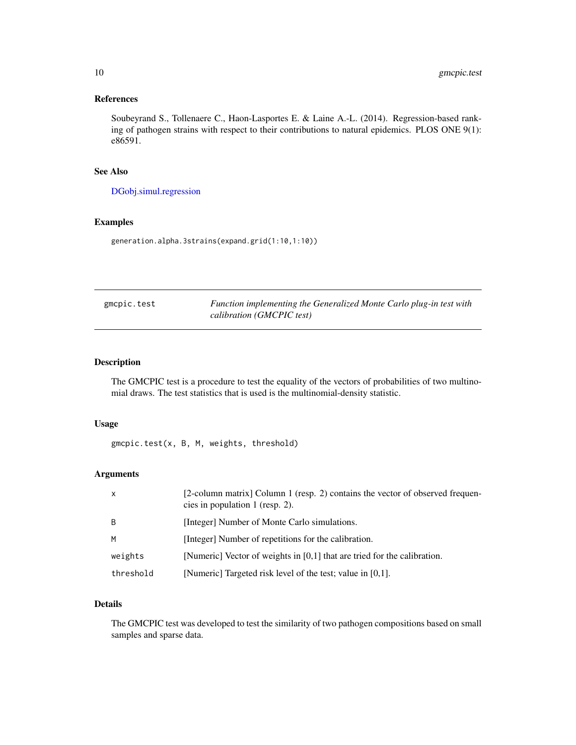### References

Soubeyrand S., Tollenaere C., Haon-Lasportes E. & Laine A.-L. (2014). Regression-based ranking of pathogen strains with respect to their contributions to natural epidemics. PLOS ONE 9(1): e86591.

### See Also

DGobj.simul.regression

### Examples

```
generation.alpha.3strains(expand.grid(1:10,1:10))
```

---

## gmcpic.test — *Function implementing the Generalized Monte Carlo plug-in test with calibration (GMCPIC test)*

---

### Description

The GMCPIC test is a procedure to test the equality of the vectors of probabilities of two multinomial draws. The test statistics that is used is the multinomial-density statistic.

### Usage

```
gmcpic.test(x, B, M, weights, threshold)
```

### Arguments

| | |
|---|---|
| x | [2-column matrix] Column 1 (resp. 2) contains the vector of observed frequencies in population 1 (resp. 2). |
| B | [Integer] Number of Monte Carlo simulations. |
| M | [Integer] Number of repetitions for the calibration. |
| weights | [Numeric] Vector of weights in [0,1] that are tried for the calibration. |
| threshold | [Numeric] Targeted risk level of the test; value in [0,1]. |

### Details

The GMCPIC test was developed to test the similarity of two pathogen compositions based on small samples and sparse data.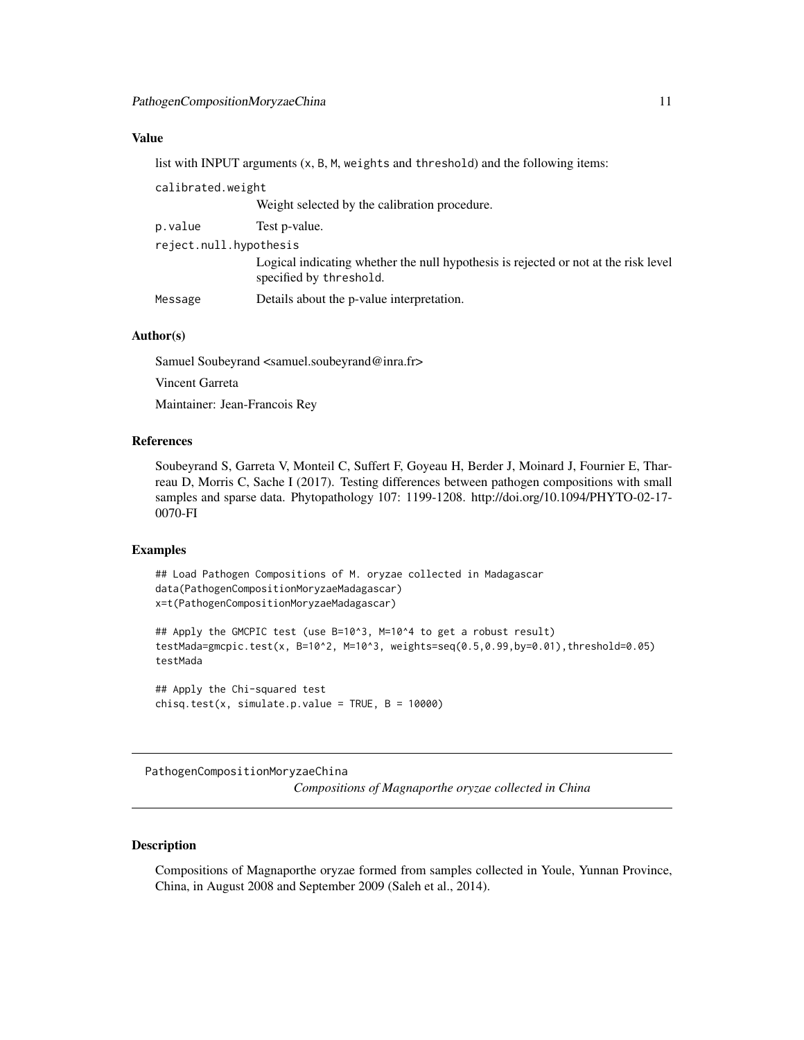### Value

list with INPUT arguments (x, B, M, weights and threshold) and the following items:

calibrated.weight
: Weight selected by the calibration procedure.

p.value
: Test p-value.

reject.null.hypothesis
: Logical indicating whether the null hypothesis is rejected or not at the risk level specified by threshold.

Message
: Details about the p-value interpretation.

### Author(s)

Samuel Soubeyrand <samuel.soubeyrand@inra.fr>

Vincent Garreta

Maintainer: Jean-Francois Rey

### References

Soubeyrand S, Garreta V, Monteil C, Suffert F, Goyeau H, Berder J, Moinard J, Fournier E, Tharreau D, Morris C, Sache I (2017). Testing differences between pathogen compositions with small samples and sparse data. Phytopathology 107: 1199-1208. http://doi.org/10.1094/PHYTO-02-17-0070-FI

### Examples

```
## Load Pathogen Compositions of M. oryzae collected in Madagascar
data(PathogenCompositionMoryzaeMadagascar)
x=t(PathogenCompositionMoryzaeMadagascar)

## Apply the GMCPIC test (use B=10^3, M=10^4 to get a robust result)
testMada=gmcpic.test(x, B=10^2, M=10^3, weights=seq(0.5,0.99,by=0.01),threshold=0.05)
testMada

## Apply the Chi-squared test
chisq.test(x, simulate.p.value = TRUE, B = 10000)
```

---

## PathogenCompositionMoryzaeChina — *Compositions of Magnaporthe oryzae collected in China*

### Description

Compositions of Magnaporthe oryzae formed from samples collected in Youle, Yunnan Province, China, in August 2008 and September 2009 (Saleh et al., 2014).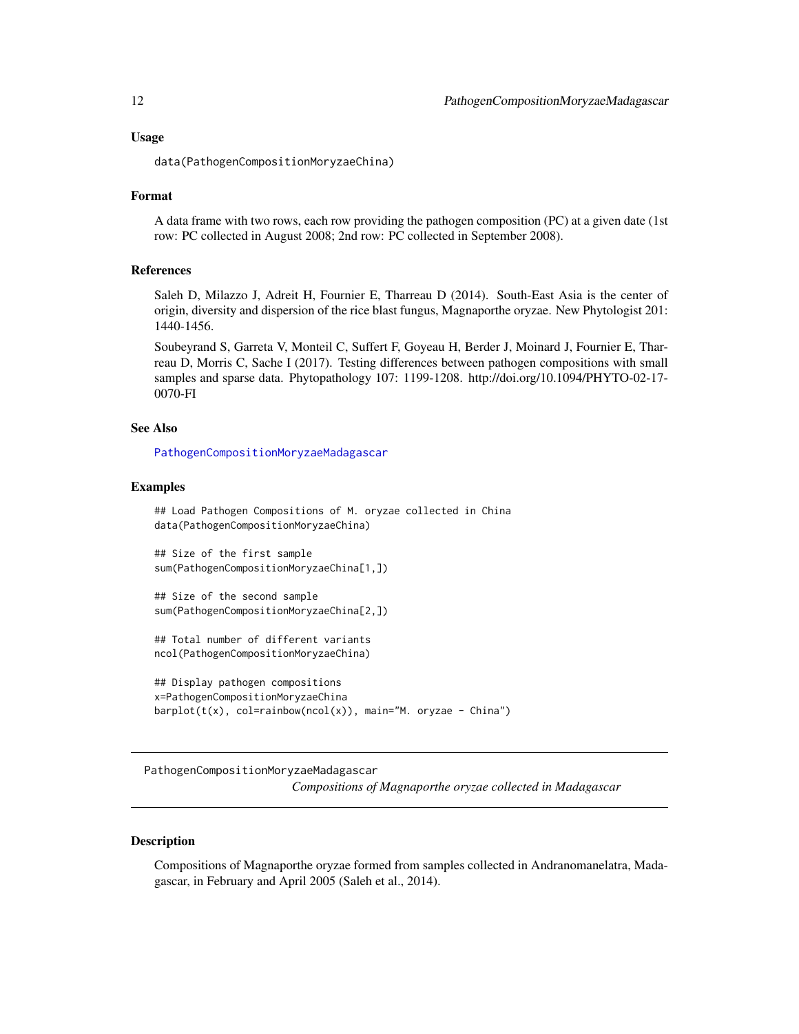### Usage

```
data(PathogenCompositionMoryzaeChina)
```

### Format

A data frame with two rows, each row providing the pathogen composition (PC) at a given date (1st row: PC collected in August 2008; 2nd row: PC collected in September 2008).

### References

Saleh D, Milazzo J, Adreit H, Fournier E, Tharreau D (2014). South-East Asia is the center of origin, diversity and dispersion of the rice blast fungus, Magnaporthe oryzae. New Phytologist 201: 1440-1456.

Soubeyrand S, Garreta V, Monteil C, Suffert F, Goyeau H, Berder J, Moinard J, Fournier E, Tharreau D, Morris C, Sache I (2017). Testing differences between pathogen compositions with small samples and sparse data. Phytopathology 107: 1199-1208. http://doi.org/10.1094/PHYTO-02-17-0070-FI

### See Also

PathogenCompositionMoryzaeMadagascar

### Examples

```
## Load Pathogen Compositions of M. oryzae collected in China
data(PathogenCompositionMoryzaeChina)

## Size of the first sample
sum(PathogenCompositionMoryzaeChina[1,])

## Size of the second sample
sum(PathogenCompositionMoryzaeChina[2,])

## Total number of different variants
ncol(PathogenCompositionMoryzaeChina)

## Display pathogen compositions
x=PathogenCompositionMoryzaeChina
barplot(t(x), col=rainbow(ncol(x)), main="M. oryzae - China")
```

---

## PathogenCompositionMoryzaeMadagascar

*Compositions of Magnaporthe oryzae collected in Madagascar*

### Description

Compositions of Magnaporthe oryzae formed from samples collected in Andranomanelatra, Madagascar, in February and April 2005 (Saleh et al., 2014).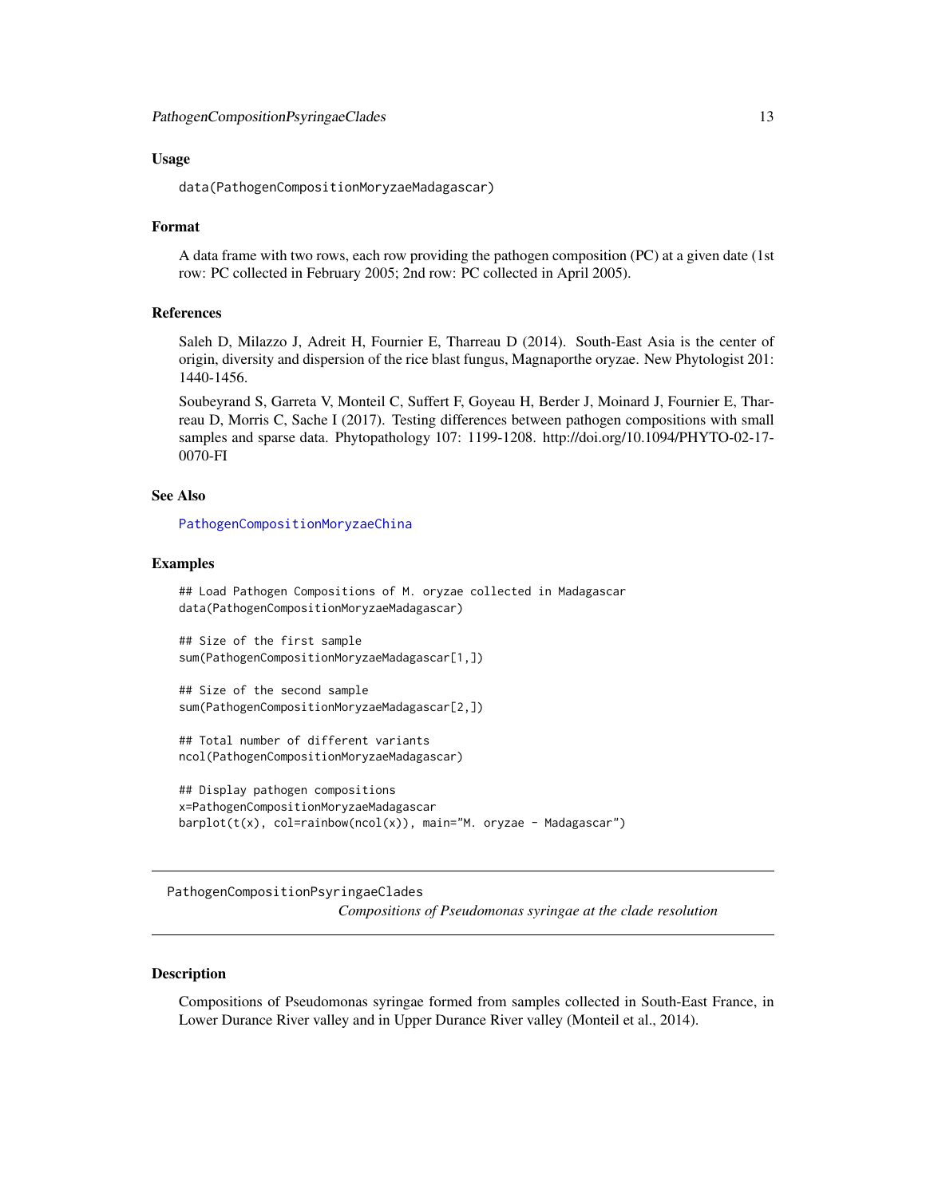### Usage

```
data(PathogenCompositionMoryzaeMadagascar)
```

### Format

A data frame with two rows, each row providing the pathogen composition (PC) at a given date (1st row: PC collected in February 2005; 2nd row: PC collected in April 2005).

### References

Saleh D, Milazzo J, Adreit H, Fournier E, Tharreau D (2014). South-East Asia is the center of origin, diversity and dispersion of the rice blast fungus, Magnaporthe oryzae. New Phytologist 201: 1440-1456.

Soubeyrand S, Garreta V, Monteil C, Suffert F, Goyeau H, Berder J, Moinard J, Fournier E, Tharreau D, Morris C, Sache I (2017). Testing differences between pathogen compositions with small samples and sparse data. Phytopathology 107: 1199-1208. http://doi.org/10.1094/PHYTO-02-17-0070-FI

### See Also

PathogenCompositionMoryzaeChina

### Examples

```
## Load Pathogen Compositions of M. oryzae collected in Madagascar
data(PathogenCompositionMoryzaeMadagascar)

## Size of the first sample
sum(PathogenCompositionMoryzaeMadagascar[1,])

## Size of the second sample
sum(PathogenCompositionMoryzaeMadagascar[2,])

## Total number of different variants
ncol(PathogenCompositionMoryzaeMadagascar)

## Display pathogen compositions
x=PathogenCompositionMoryzaeMadagascar
barplot(t(x), col=rainbow(ncol(x)), main="M. oryzae - Madagascar")
```

---

## PathogenCompositionPsyringaeClades

*Compositions of Pseudomonas syringae at the clade resolution*

### Description

Compositions of Pseudomonas syringae formed from samples collected in South-East France, in Lower Durance River valley and in Upper Durance River valley (Monteil et al., 2014).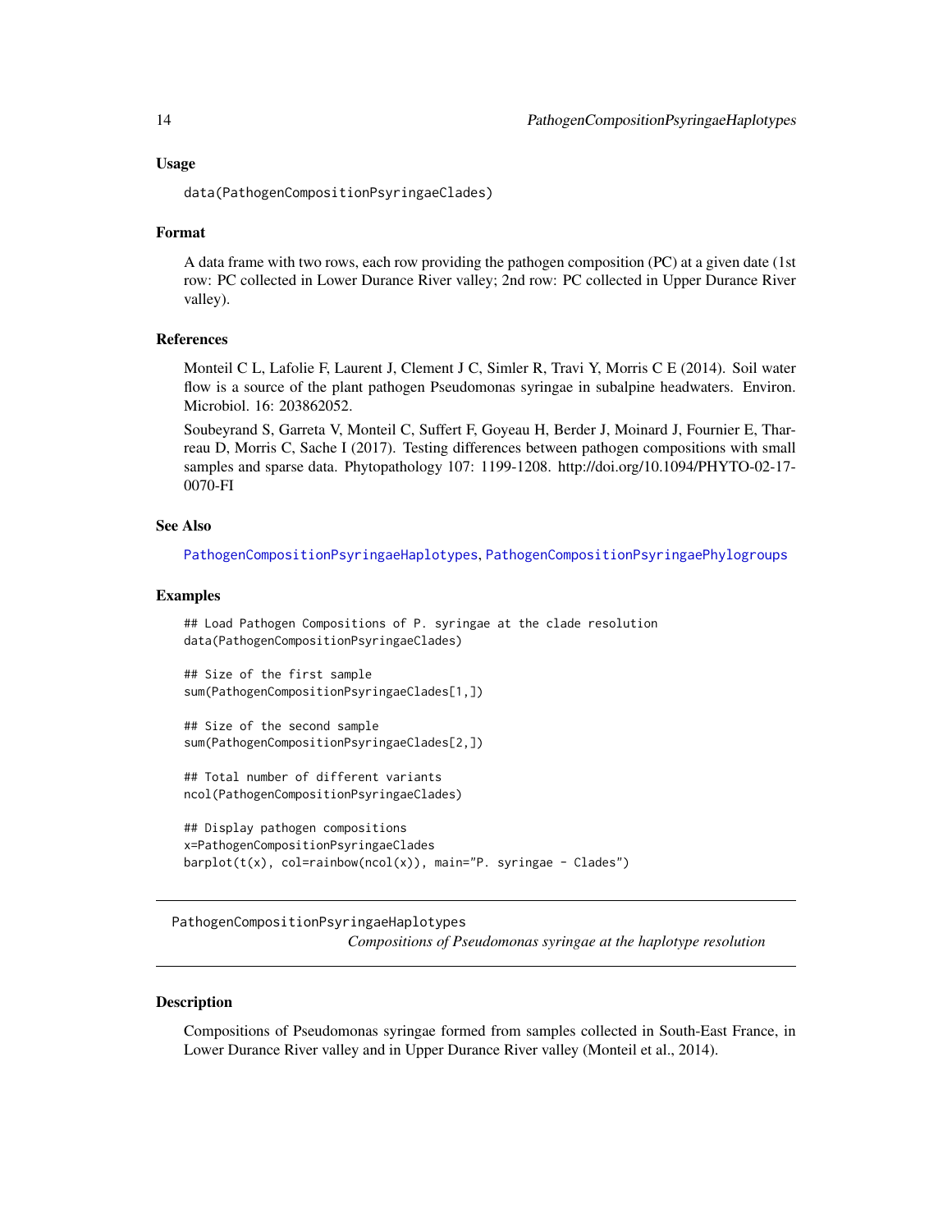### Usage

```
data(PathogenCompositionPsyringaeClades)
```

### Format

A data frame with two rows, each row providing the pathogen composition (PC) at a given date (1st row: PC collected in Lower Durance River valley; 2nd row: PC collected in Upper Durance River valley).

### References

Monteil C L, Lafolie F, Laurent J, Clement J C, Simler R, Travi Y, Morris C E (2014). Soil water flow is a source of the plant pathogen Pseudomonas syringae in subalpine headwaters. Environ. Microbiol. 16: 203862052.

Soubeyrand S, Garreta V, Monteil C, Suffert F, Goyeau H, Berder J, Moinard J, Fournier E, Tharreau D, Morris C, Sache I (2017). Testing differences between pathogen compositions with small samples and sparse data. Phytopathology 107: 1199-1208. http://doi.org/10.1094/PHYTO-02-17-0070-FI

### See Also

PathogenCompositionPsyringaeHaplotypes, PathogenCompositionPsyringaePhylogroups

### Examples

```
## Load Pathogen Compositions of P. syringae at the clade resolution
data(PathogenCompositionPsyringaeClades)

## Size of the first sample
sum(PathogenCompositionPsyringaeClades[1,])

## Size of the second sample
sum(PathogenCompositionPsyringaeClades[2,])

## Total number of different variants
ncol(PathogenCompositionPsyringaeClades)

## Display pathogen compositions
x=PathogenCompositionPsyringaeClades
barplot(t(x), col=rainbow(ncol(x)), main="P. syringae - Clades")
```

---

## PathogenCompositionPsyringaeHaplotypes

*Compositions of Pseudomonas syringae at the haplotype resolution*

### Description

Compositions of Pseudomonas syringae formed from samples collected in South-East France, in Lower Durance River valley and in Upper Durance River valley (Monteil et al., 2014).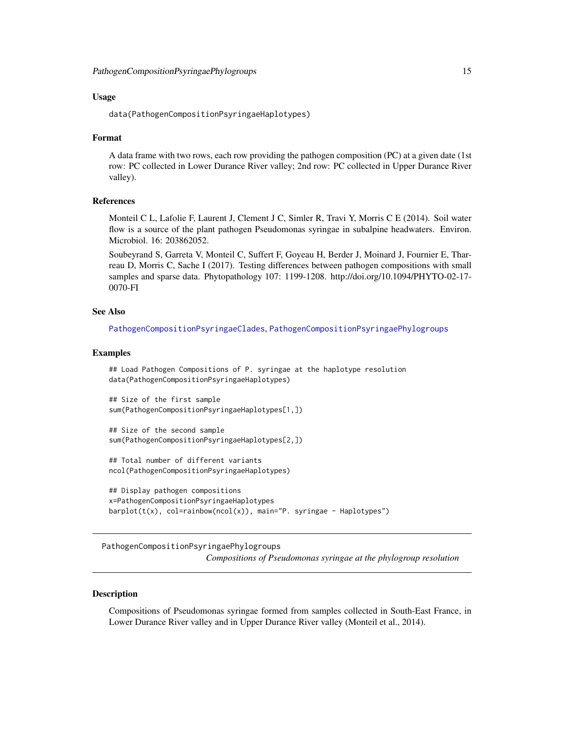## Usage

```
data(PathogenCompositionPsyringaeHaplotypes)
```

## Format

A data frame with two rows, each row providing the pathogen composition (PC) at a given date (1st row: PC collected in Lower Durance River valley; 2nd row: PC collected in Upper Durance River valley).

## References

Monteil C L, Lafolie F, Laurent J, Clement J C, Simler R, Travi Y, Morris C E (2014). Soil water flow is a source of the plant pathogen Pseudomonas syringae in subalpine headwaters. Environ. Microbiol. 16: 203862052.

Soubeyrand S, Garreta V, Monteil C, Suffert F, Goyeau H, Berder J, Moinard J, Fournier E, Tharreau D, Morris C, Sache I (2017). Testing differences between pathogen compositions with small samples and sparse data. Phytopathology 107: 1199-1208. http://doi.org/10.1094/PHYTO-02-17-0070-FI

## See Also

PathogenCompositionPsyringaeClades, PathogenCompositionPsyringaePhylogroups

## Examples

```
## Load Pathogen Compositions of P. syringae at the haplotype resolution
data(PathogenCompositionPsyringaeHaplotypes)

## Size of the first sample
sum(PathogenCompositionPsyringaeHaplotypes[1,])

## Size of the second sample
sum(PathogenCompositionPsyringaeHaplotypes[2,])

## Total number of different variants
ncol(PathogenCompositionPsyringaeHaplotypes)

## Display pathogen compositions
x=PathogenCompositionPsyringaeHaplotypes
barplot(t(x), col=rainbow(ncol(x)), main="P. syringae - Haplotypes")
```

---

# PathogenCompositionPsyringaePhylogroups

*Compositions of Pseudomonas syringae at the phylogroup resolution*

---

## Description

Compositions of Pseudomonas syringae formed from samples collected in South-East France, in Lower Durance River valley and in Upper Durance River valley (Monteil et al., 2014).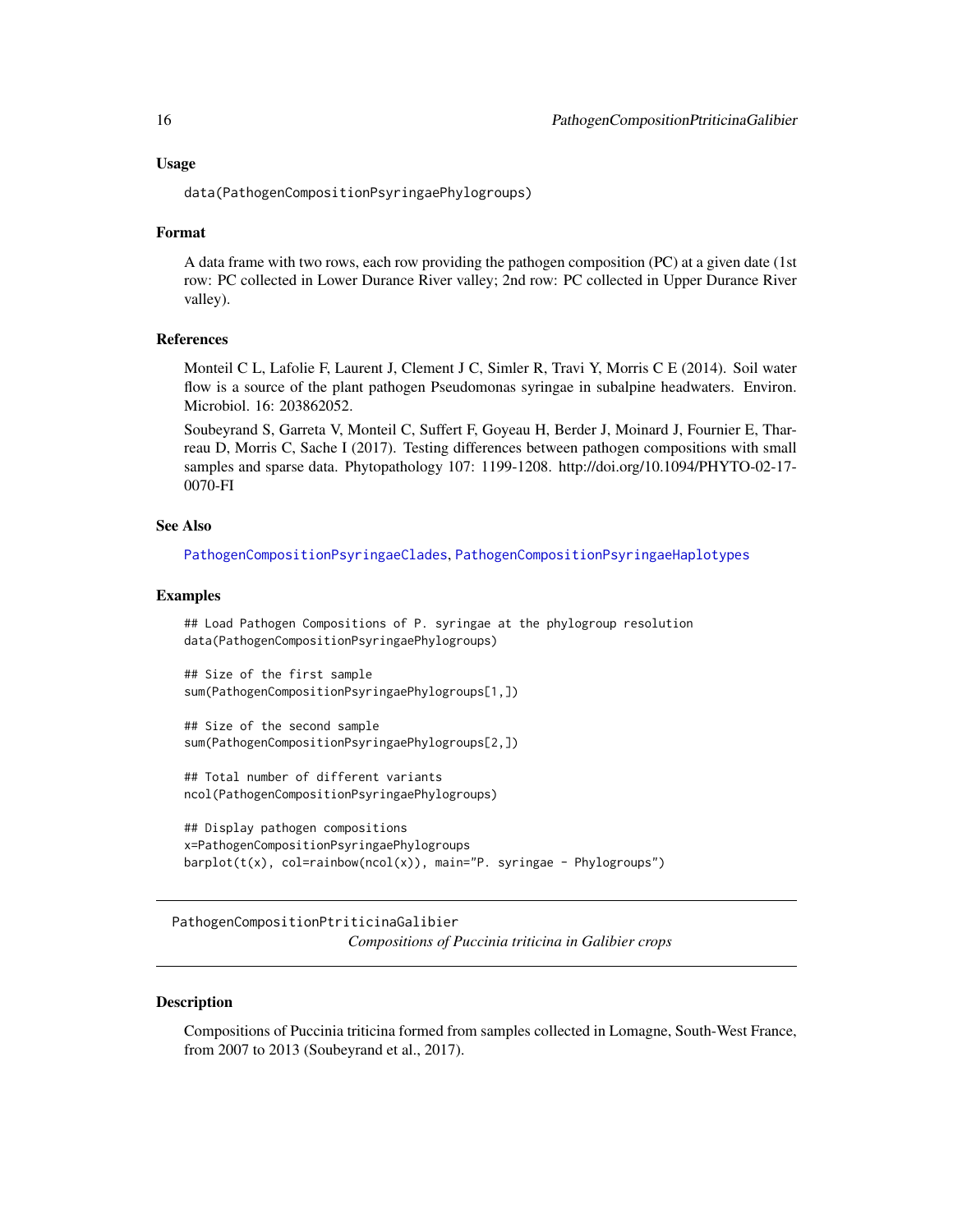### Usage

```
data(PathogenCompositionPsyringaePhylogroups)
```

### Format

A data frame with two rows, each row providing the pathogen composition (PC) at a given date (1st row: PC collected in Lower Durance River valley; 2nd row: PC collected in Upper Durance River valley).

### References

Monteil C L, Lafolie F, Laurent J, Clement J C, Simler R, Travi Y, Morris C E (2014). Soil water flow is a source of the plant pathogen Pseudomonas syringae in subalpine headwaters. Environ. Microbiol. 16: 203862052.

Soubeyrand S, Garreta V, Monteil C, Suffert F, Goyeau H, Berder J, Moinard J, Fournier E, Tharreau D, Morris C, Sache I (2017). Testing differences between pathogen compositions with small samples and sparse data. Phytopathology 107: 1199-1208. http://doi.org/10.1094/PHYTO-02-17-0070-FI

### See Also

PathogenCompositionPsyringaeClades, PathogenCompositionPsyringaeHaplotypes

### Examples

```
## Load Pathogen Compositions of P. syringae at the phylogroup resolution
data(PathogenCompositionPsyringaePhylogroups)

## Size of the first sample
sum(PathogenCompositionPsyringaePhylogroups[1,])

## Size of the second sample
sum(PathogenCompositionPsyringaePhylogroups[2,])

## Total number of different variants
ncol(PathogenCompositionPsyringaePhylogroups)

## Display pathogen compositions
x=PathogenCompositionPsyringaePhylogroups
barplot(t(x), col=rainbow(ncol(x)), main="P. syringae - Phylogroups")
```

---

## PathogenCompositionPtriticinaGalibier

*Compositions of Puccinia triticina in Galibier crops*

---

### Description

Compositions of Puccinia triticina formed from samples collected in Lomagne, South-West France, from 2007 to 2013 (Soubeyrand et al., 2017).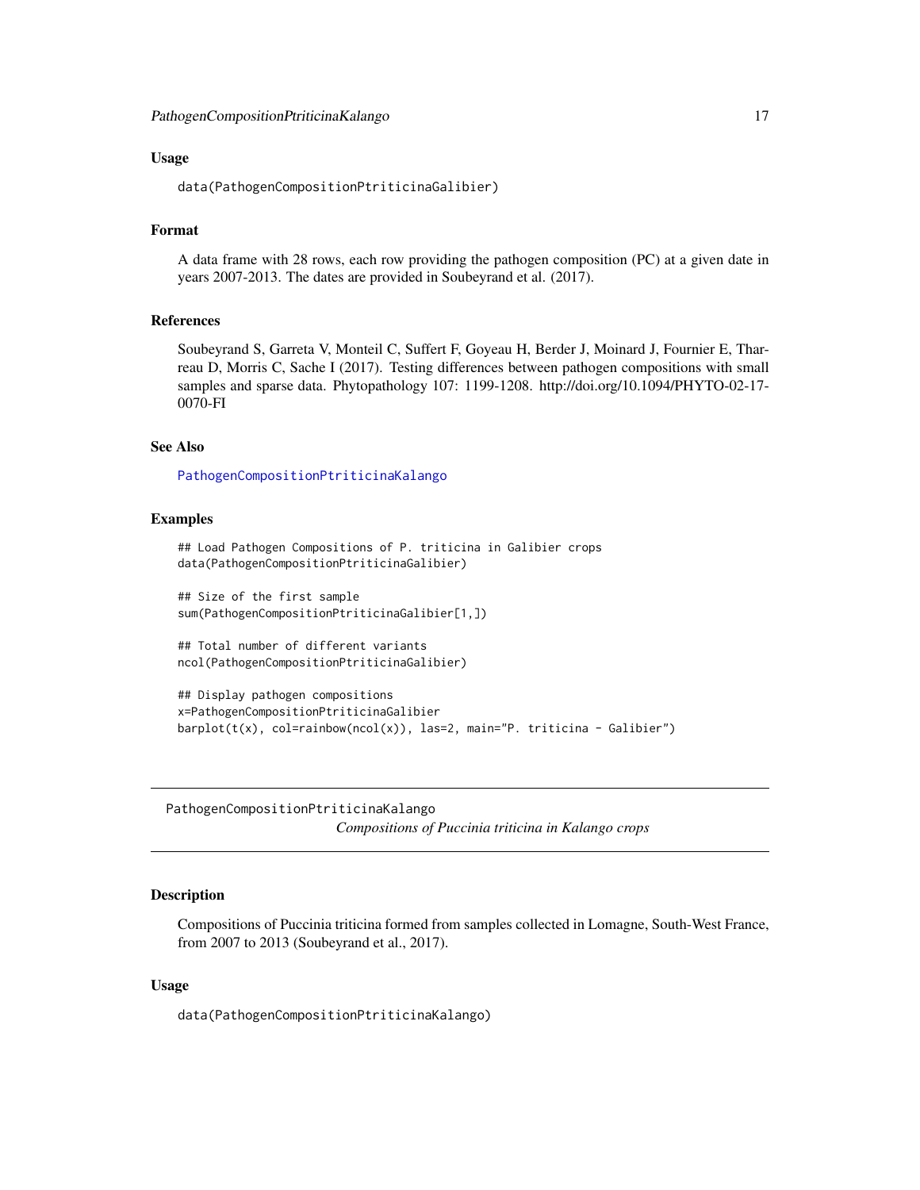### Usage

```
data(PathogenCompositionPtriticinaGalibier)
```

### Format

A data frame with 28 rows, each row providing the pathogen composition (PC) at a given date in years 2007-2013. The dates are provided in Soubeyrand et al. (2017).

### References

Soubeyrand S, Garreta V, Monteil C, Suffert F, Goyeau H, Berder J, Moinard J, Fournier E, Tharreau D, Morris C, Sache I (2017). Testing differences between pathogen compositions with small samples and sparse data. Phytopathology 107: 1199-1208. http://doi.org/10.1094/PHYTO-02-17-0070-FI

### See Also

PathogenCompositionPtriticinaKalango

### Examples

```
## Load Pathogen Compositions of P. triticina in Galibier crops
data(PathogenCompositionPtriticinaGalibier)

## Size of the first sample
sum(PathogenCompositionPtriticinaGalibier[1,])

## Total number of different variants
ncol(PathogenCompositionPtriticinaGalibier)

## Display pathogen compositions
x=PathogenCompositionPtriticinaGalibier
barplot(t(x), col=rainbow(ncol(x)), las=2, main="P. triticina - Galibier")
```

---

## PathogenCompositionPtriticinaKalango

*Compositions of Puccinia triticina in Kalango crops*

### Description

Compositions of Puccinia triticina formed from samples collected in Lomagne, South-West France, from 2007 to 2013 (Soubeyrand et al., 2017).

### Usage

```
data(PathogenCompositionPtriticinaKalango)
```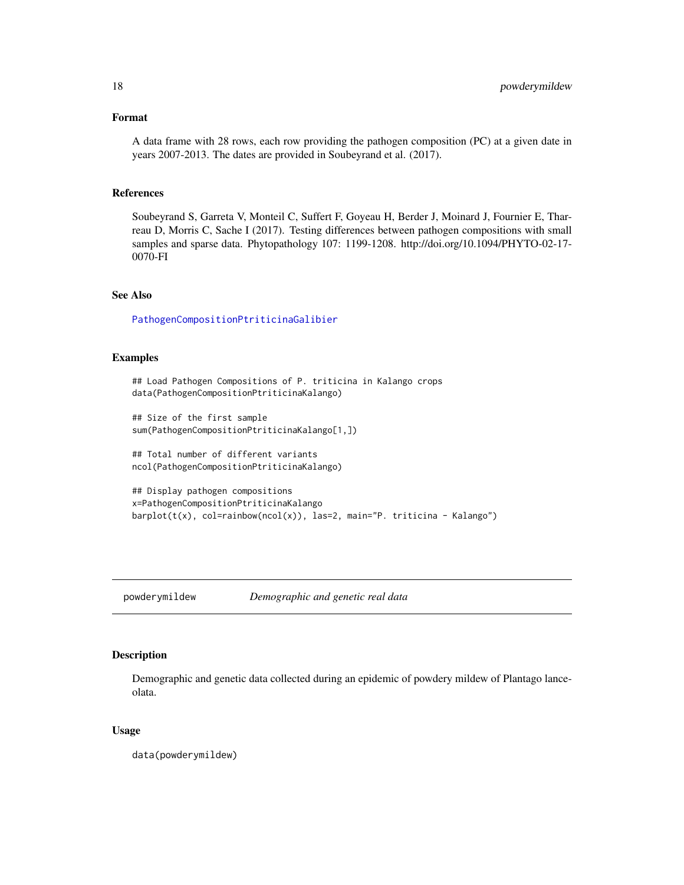### Format

A data frame with 28 rows, each row providing the pathogen composition (PC) at a given date in years 2007-2013. The dates are provided in Soubeyrand et al. (2017).

### References

Soubeyrand S, Garreta V, Monteil C, Suffert F, Goyeau H, Berder J, Moinard J, Fournier E, Tharreau D, Morris C, Sache I (2017). Testing differences between pathogen compositions with small samples and sparse data. Phytopathology 107: 1199-1208. http://doi.org/10.1094/PHYTO-02-17-0070-FI

### See Also

PathogenCompositionPtriticinaGalibier

### Examples

```
## Load Pathogen Compositions of P. triticina in Kalango crops
data(PathogenCompositionPtriticinaKalango)

## Size of the first sample
sum(PathogenCompositionPtriticinaKalango[1,])

## Total number of different variants
ncol(PathogenCompositionPtriticinaKalango)

## Display pathogen compositions
x=PathogenCompositionPtriticinaKalango
barplot(t(x), col=rainbow(ncol(x)), las=2, main="P. triticina - Kalango")
```

---

## powderymildew *Demographic and genetic real data*

### Description

Demographic and genetic data collected during an epidemic of powdery mildew of Plantago lanceolata.

### Usage

```
data(powderymildew)
```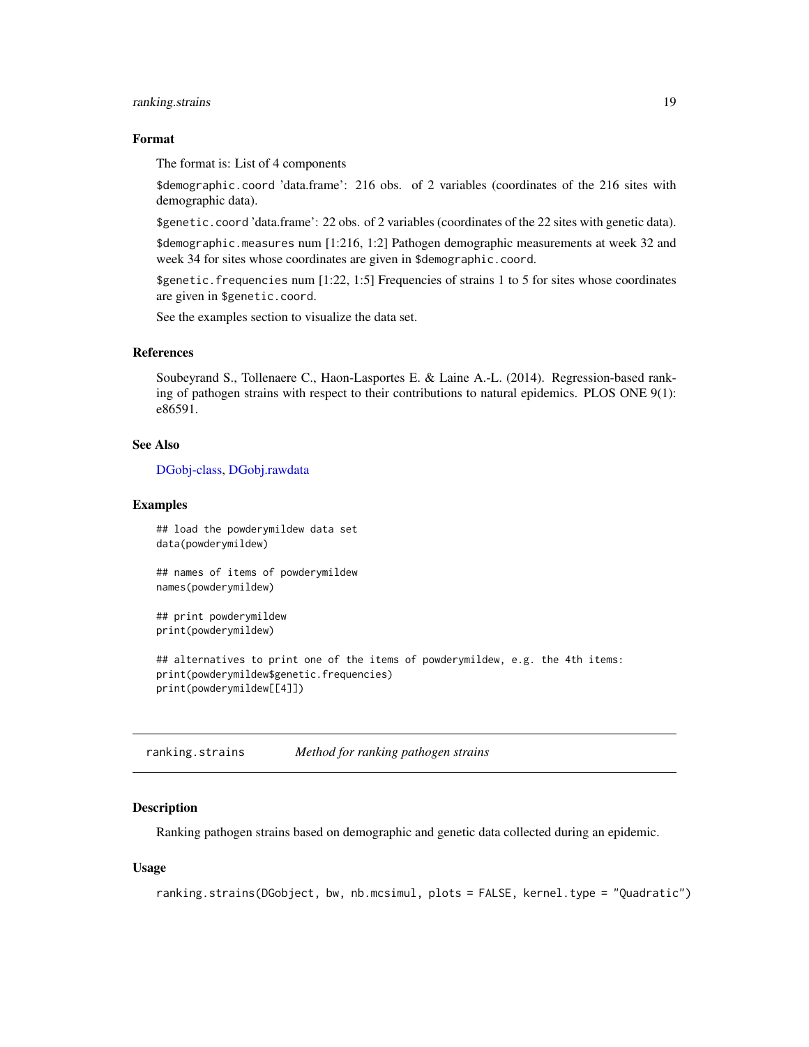### Format

The format is: List of 4 components

`$demographic.coord` 'data.frame': 216 obs. of 2 variables (coordinates of the 216 sites with demographic data).

`$genetic.coord` 'data.frame': 22 obs. of 2 variables (coordinates of the 22 sites with genetic data).

`$demographic.measures` num [1:216, 1:2] Pathogen demographic measurements at week 32 and week 34 for sites whose coordinates are given in `$demographic.coord`.

`$genetic.frequencies` num [1:22, 1:5] Frequencies of strains 1 to 5 for sites whose coordinates are given in `$genetic.coord`.

See the examples section to visualize the data set.

### References

Soubeyrand S., Tollenaere C., Haon-Lasportes E. & Laine A.-L. (2014). Regression-based ranking of pathogen strains with respect to their contributions to natural epidemics. PLOS ONE 9(1): e86591.

### See Also

DGobj-class, DGobj.rawdata

### Examples

```
## load the powderymildew data set
data(powderymildew)

## names of items of powderymildew
names(powderymildew)

## print powderymildew
print(powderymildew)

## alternatives to print one of the items of powderymildew, e.g. the 4th items:
print(powderymildew$genetic.frequencies)
print(powderymildew[[4]])
```

---

## ranking.strains — *Method for ranking pathogen strains*

### Description

Ranking pathogen strains based on demographic and genetic data collected during an epidemic.

### Usage

```
ranking.strains(DGobject, bw, nb.mcsimul, plots = FALSE, kernel.type = "Quadratic")
```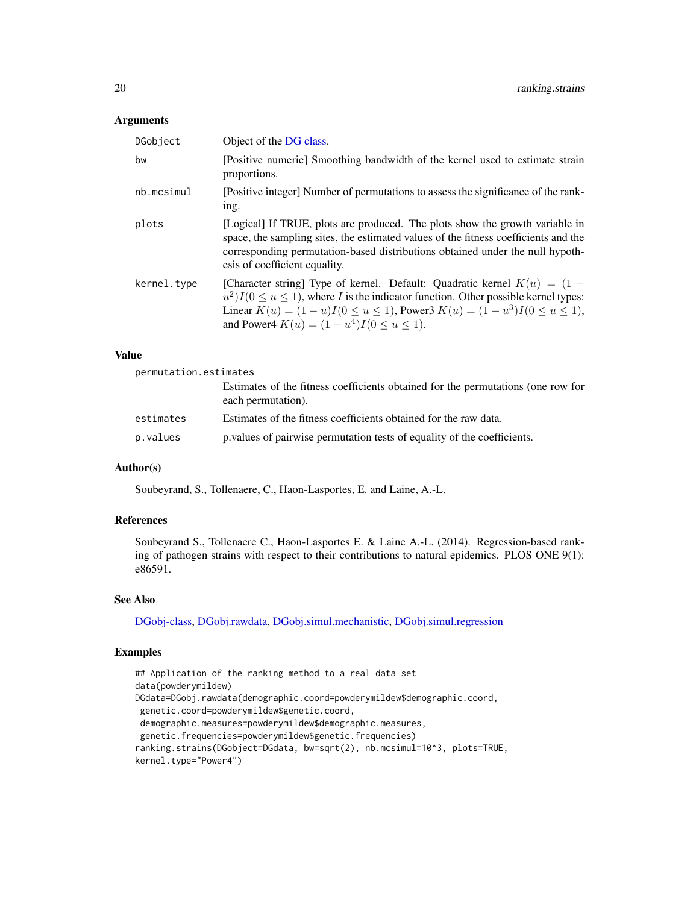### Arguments

| | |
|---|---|
| DGobject | Object of the DG class. |
| bw | [Positive numeric] Smoothing bandwidth of the kernel used to estimate strain proportions. |
| nb.mcsimul | [Positive integer] Number of permutations to assess the significance of the ranking. |
| plots | [Logical] If TRUE, plots are produced. The plots show the growth variable in space, the sampling sites, the estimated values of the fitness coefficients and the corresponding permutation-based distributions obtained under the null hypothesis of coefficient equality. |
| kernel.type | [Character string] Type of kernel. Default: Quadratic kernel $K(u) = (1 - u^2)I(0 \leq u \leq 1)$, where $I$ is the indicator function. Other possible kernel types: Linear $K(u) = (1 - u)I(0 \leq u \leq 1)$, Power3 $K(u) = (1 - u^3)I(0 \leq u \leq 1)$, and Power4 $K(u) = (1 - u^4)I(0 \leq u \leq 1)$. |

### Value

| | |
|---|---|
| permutation.estimates | Estimates of the fitness coefficients obtained for the permutations (one row for each permutation). |
| estimates | Estimates of the fitness coefficients obtained for the raw data. |
| p.values | p.values of pairwise permutation tests of equality of the coefficients. |

### Author(s)

Soubeyrand, S., Tollenaere, C., Haon-Lasportes, E. and Laine, A.-L.

### References

Soubeyrand S., Tollenaere C., Haon-Lasportes E. & Laine A.-L. (2014). Regression-based ranking of pathogen strains with respect to their contributions to natural epidemics. PLOS ONE 9(1): e86591.

### See Also

DGobj-class, DGobj.rawdata, DGobj.simul.mechanistic, DGobj.simul.regression

### Examples

```
## Application of the ranking method to a real data set
data(powderymildew)
DGdata=DGobj.rawdata(demographic.coord=powderymildew$demographic.coord,
 genetic.coord=powderymildew$genetic.coord,
 demographic.measures=powderymildew$demographic.measures,
 genetic.frequencies=powderymildew$genetic.frequencies)
ranking.strains(DGobject=DGdata, bw=sqrt(2), nb.mcsimul=10^3, plots=TRUE,
kernel.type="Power4")
```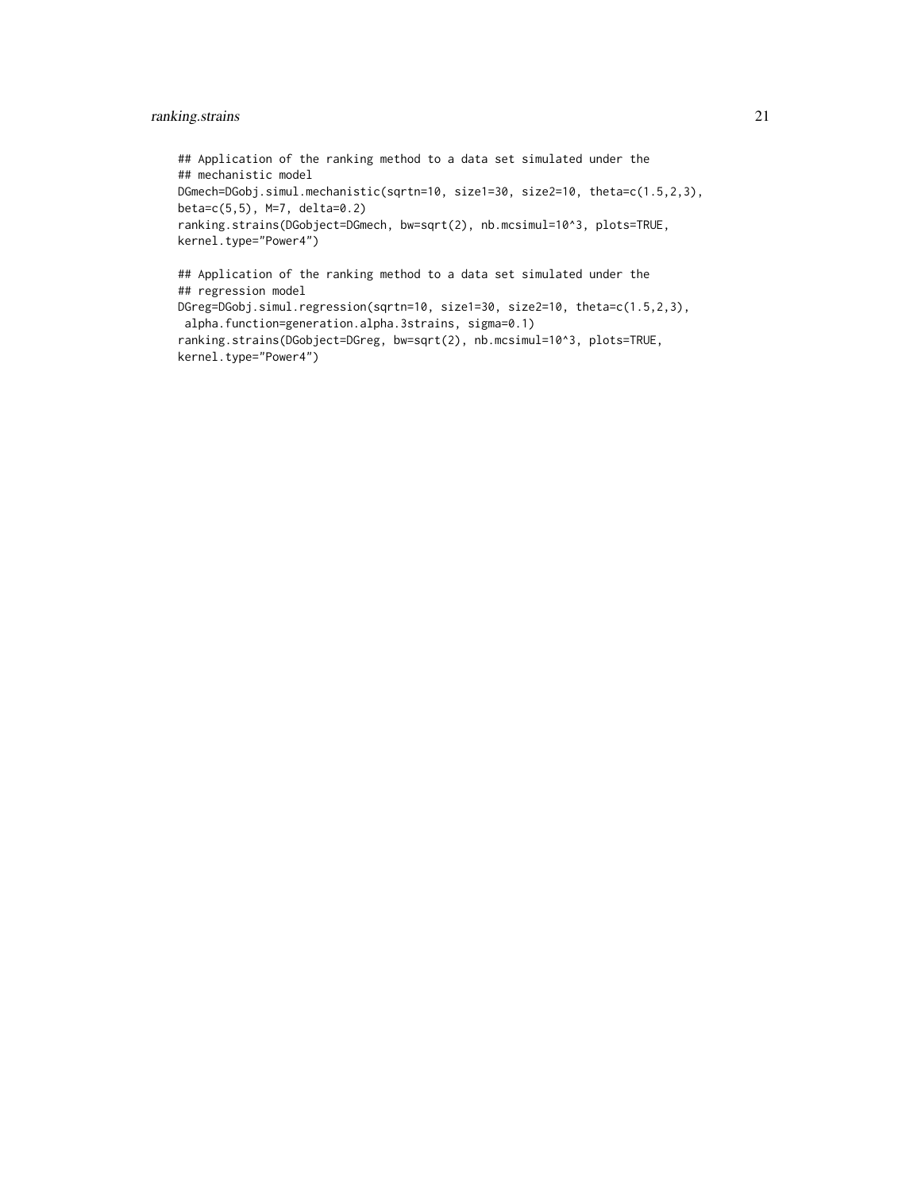```
## Application of the ranking method to a data set simulated under the
## mechanistic model
DGmech=DGobj.simul.mechanistic(sqrtn=10, size1=30, size2=10, theta=c(1.5,2,3),
beta=c(5,5), M=7, delta=0.2)
ranking.strains(DGobject=DGmech, bw=sqrt(2), nb.mcsimul=10^3, plots=TRUE,
kernel.type="Power4")

## Application of the ranking method to a data set simulated under the
## regression model
DGreg=DGobj.simul.regression(sqrtn=10, size1=30, size2=10, theta=c(1.5,2,3),
 alpha.function=generation.alpha.3strains, sigma=0.1)
ranking.strains(DGobject=DGreg, bw=sqrt(2), nb.mcsimul=10^3, plots=TRUE,
kernel.type="Power4")
```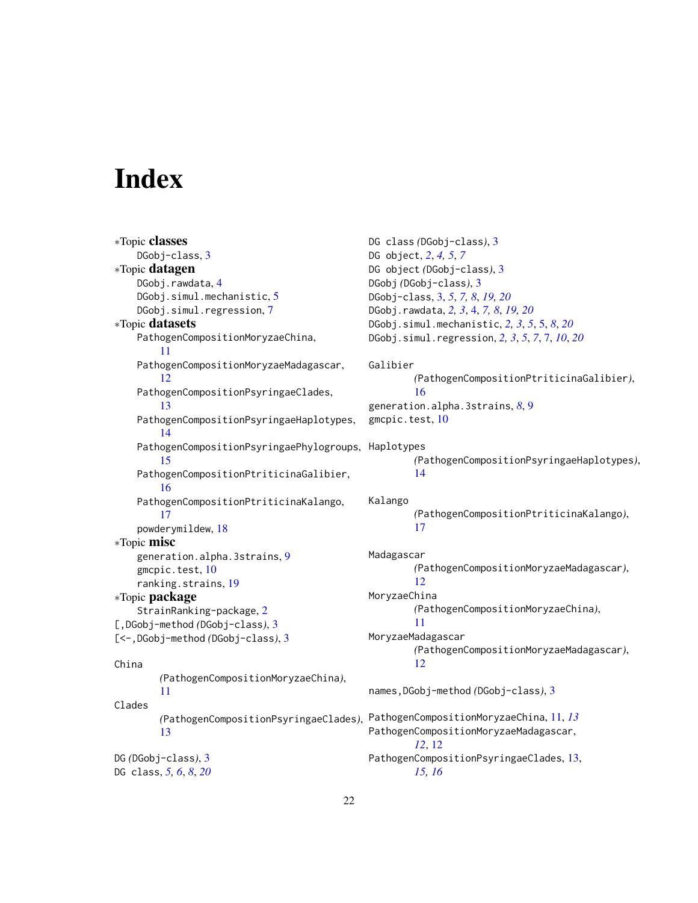# Index

∗Topic **classes**
  DGobj-class, 3
∗Topic **datagen**
  DGobj.rawdata, 4
  DGobj.simul.mechanistic, 5
  DGobj.simul.regression, 7
∗Topic **datasets**
  PathogenCompositionMoryzaeChina, 11
  PathogenCompositionMoryzaeMadagascar, 12
  PathogenCompositionPsyringaeClades, 13
  PathogenCompositionPsyringaeHaplotypes, 14
  PathogenCompositionPsyringaePhylogroups, 15
  PathogenCompositionPtriticinaGalibier, 16
  PathogenCompositionPtriticinaKalango, 17
  powderymildew, 18
∗Topic **misc**
  generation.alpha.3strains, 9
  gmcpic.test, 10
  ranking.strains, 19
∗Topic **package**
  StrainRanking-package, 2
[,DGobj-method *(DGobj-class)*, 3
[<-,DGobj-method *(DGobj-class)*, 3

China *(PathogenCompositionMoryzaeChina)*, 11
Clades *(PathogenCompositionPsyringaeClades)*, 13

DG *(DGobj-class)*, 3
DG class, *5, 6*, *8*, *20*
DG class *(DGobj-class)*, 3
DG object, *2*, *4, 5*, *7*
DG object *(DGobj-class)*, 3
DGobj *(DGobj-class)*, 3
DGobj-class, 3, *5*, *7, 8*, *19, 20*
DGobj.rawdata, *2, 3*, 4, *7, 8*, *19, 20*
DGobj.simul.mechanistic, *2, 3*, *5*, 5, *8*, *20*
DGobj.simul.regression, *2, 3*, *5*, *7*, 7, *10*, *20*

Galibier *(PathogenCompositionPtriticinaGalibier)*, 16
generation.alpha.3strains, *8*, 9
gmcpic.test, 10

Haplotypes *(PathogenCompositionPsyringaeHaplotypes)*, 14

Kalango *(PathogenCompositionPtriticinaKalango)*, 17

Madagascar *(PathogenCompositionMoryzaeMadagascar)*, 12
MoryzaeChina *(PathogenCompositionMoryzaeChina)*, 11
MoryzaeMadagascar *(PathogenCompositionMoryzaeMadagascar)*, 12

names,DGobj-method *(DGobj-class)*, 3

PathogenCompositionMoryzaeChina, 11, *13*
PathogenCompositionMoryzaeMadagascar, *12*, 12
PathogenCompositionPsyringaeClades, 13, *15, 16*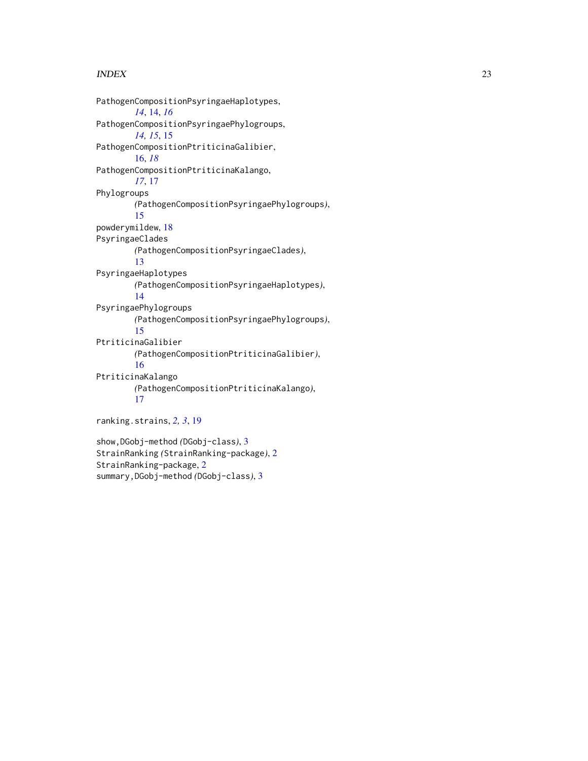PathogenCompositionPsyringaeHaplotypes, *14*, 14, *16*
PathogenCompositionPsyringaePhylogroups, *14, 15*, 15
PathogenCompositionPtriticinaGalibier, 16, *18*
PathogenCompositionPtriticinaKalango, *17*, 17
Phylogroups *(PathogenCompositionPsyringaePhylogroups)*, 15
powderymildew, 18
PsyringaeClades *(PathogenCompositionPsyringaeClades)*, 13
PsyringaeHaplotypes *(PathogenCompositionPsyringaeHaplotypes)*, 14
PsyringaePhylogroups *(PathogenCompositionPsyringaePhylogroups)*, 15
PtriticinaGalibier *(PathogenCompositionPtriticinaGalibier)*, 16
PtriticinaKalango *(PathogenCompositionPtriticinaKalango)*, 17

ranking.strains, *2, 3*, 19

show,DGobj-method *(DGobj-class)*, 3
StrainRanking *(StrainRanking-package)*, 2
StrainRanking-package, 2
summary,DGobj-method *(DGobj-class)*, 3